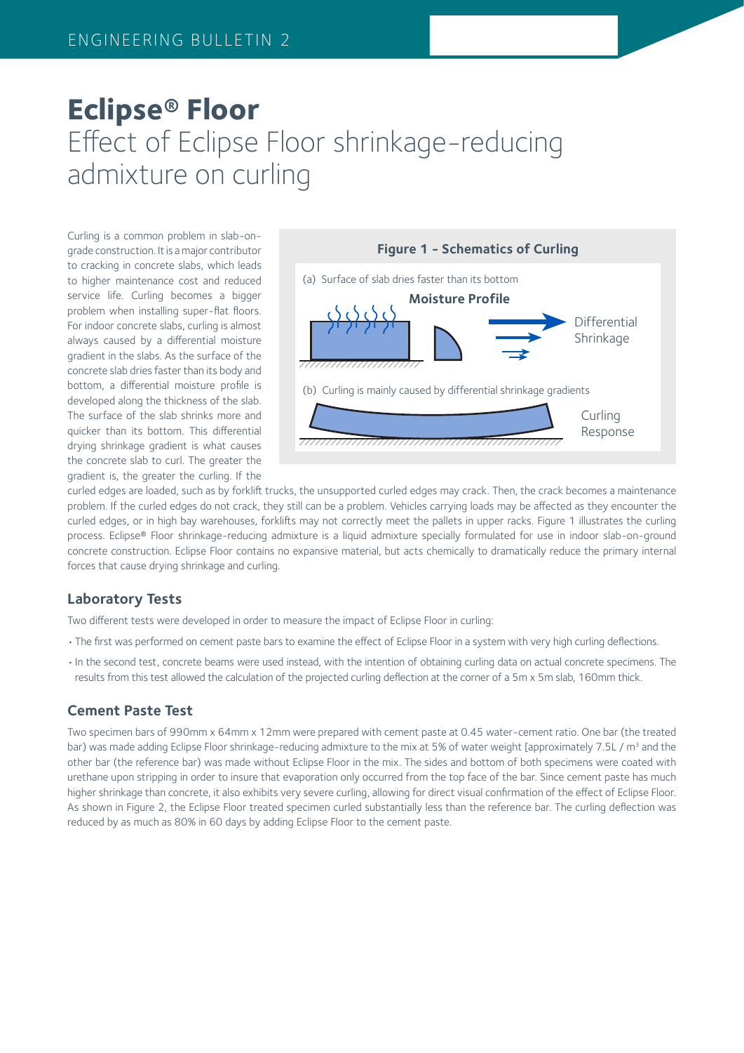# Eclipse® Floor

## Effect of Eclipse Floor shrinkage-reducing admixture on curling

Curling is a common problem in slab-on-grade construction. It is a major contributor to cracking in concrete slabs, which leads to higher maintenance cost and reduced service life. Curling becomes a bigger problem when installing super-flat floors. For indoor concrete slabs, curling is almost always caused by a differential moisture gradient in the slabs. As the surface of the concrete slab dries faster than its body and bottom, a differential moisture profile is developed along the thickness of the slab. The surface of the slab shrinks more and quicker than its bottom. This differential drying shrinkage gradient is what causes the concrete slab to curl. The greater the gradient is, the greater the curling. If the curled edges are loaded, such as by forklift trucks, the unsupported curled edges may crack. Then, the crack becomes a maintenance problem. If the curled edges do not crack, they still can be a problem. Vehicles carrying loads may be affected as they encounter the curled edges, or in high bay warehouses, forklifts may not correctly meet the pallets in upper racks. Figure 1 illustrates the curling process. Eclipse® Floor shrinkage-reducing admixture is a liquid admixture specially formulated for use in indoor slab-on-ground concrete construction. Eclipse Floor contains no expansive material, but acts chemically to dramatically reduce the primary internal forces that cause drying shrinkage and curling.

**Figure 1 - Schematics of Curling**

(a) Surface of slab dries faster than its bottom

**Moisture Profile**

Differential Shrinkage

(b) Curling is mainly caused by differential shrinkage gradients

Curling Response

### Laboratory Tests

Two different tests were developed in order to measure the impact of Eclipse Floor in curling:

- The first was performed on cement paste bars to examine the effect of Eclipse Floor in a system with very high curling deflections.
- In the second test, concrete beams were used instead, with the intention of obtaining curling data on actual concrete specimens. The results from this test allowed the calculation of the projected curling deflection at the corner of a 5m x 5m slab, 160mm thick.

### Cement Paste Test

Two specimen bars of 990mm x 64mm x 12mm were prepared with cement paste at 0.45 water-cement ratio. One bar (the treated bar) was made adding Eclipse Floor shrinkage-reducing admixture to the mix at 5% of water weight [approximately 7.5L / m$^3$ and the other bar (the reference bar) was made without Eclipse Floor in the mix. The sides and bottom of both specimens were coated with urethane upon stripping in order to insure that evaporation only occurred from the top face of the bar. Since cement paste has much higher shrinkage than concrete, it also exhibits very severe curling, allowing for direct visual confirmation of the effect of Eclipse Floor. As shown in Figure 2, the Eclipse Floor treated specimen curled substantially less than the reference bar. The curling deflection was reduced by as much as 80% in 60 days by adding Eclipse Floor to the cement paste.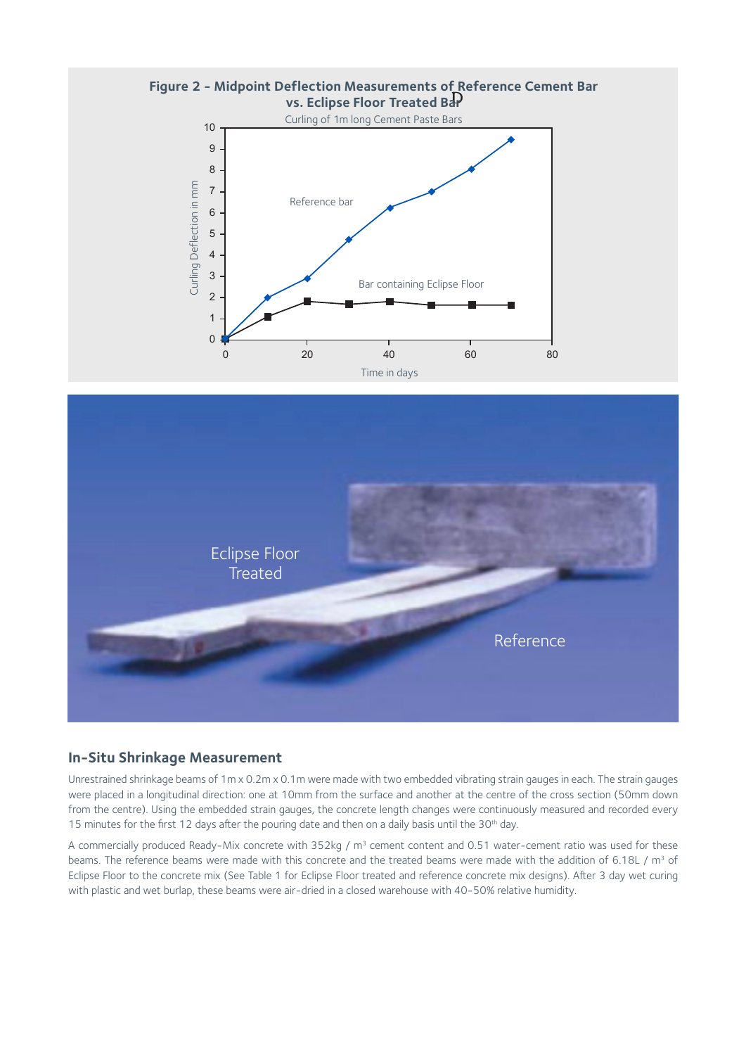**Figure 2 - Midpoint Deflection Measurements of Reference Cement Bar vs. Eclipse Floor Treated Bar**

## In-Situ Shrinkage Measurement

Unrestrained shrinkage beams of 1m x 0.2m x 0.1m were made with two embedded vibrating strain gauges in each. The strain gauges were placed in a longitudinal direction: one at 10mm from the surface and another at the centre of the cross section (50mm down from the centre). Using the embedded strain gauges, the concrete length changes were continuously measured and recorded every 15 minutes for the first 12 days after the pouring date and then on a daily basis until the 30th day.

A commercially produced Ready-Mix concrete with 352kg / m$^3$ cement content and 0.51 water-cement ratio was used for these beams. The reference beams were made with this concrete and the treated beams were made with the addition of 6.18L / m$^3$ of Eclipse Floor to the concrete mix (See Table 1 for Eclipse Floor treated and reference concrete mix designs). After 3 day wet curing with plastic and wet burlap, these beams were air-dried in a closed warehouse with 40-50% relative humidity.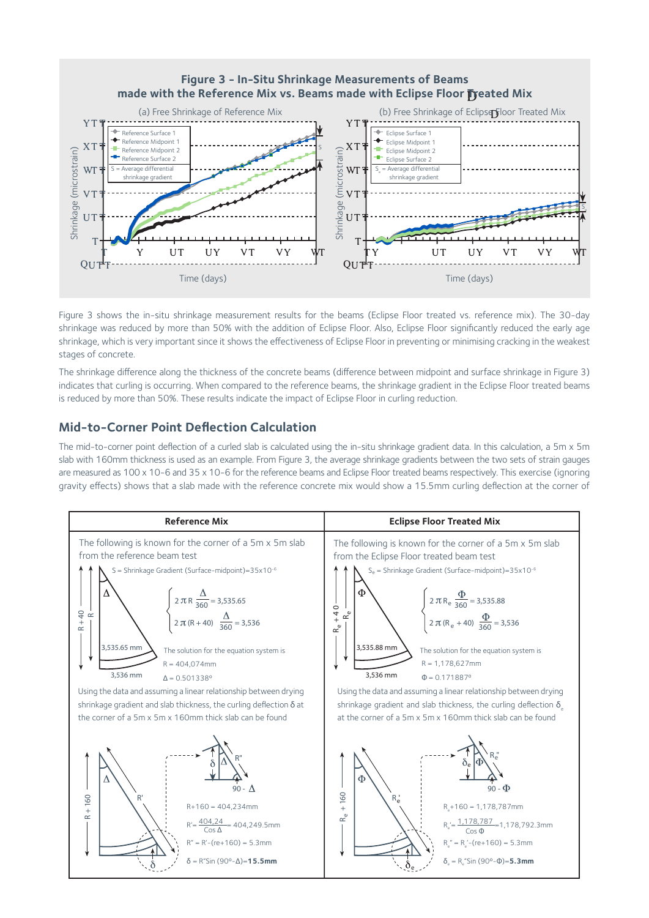**Figure 3 - In-Situ Shrinkage Measurements of Beams made with the Reference Mix vs. Beams made with Eclipse Floor Treated Mix**

(a) Free Shrinkage of Reference Mix

(b) Free Shrinkage of Eclipse Floor Treated Mix

Figure 3 shows the in-situ shrinkage measurement results for the beams (Eclipse Floor treated vs. reference mix). The 30-day shrinkage was reduced by more than 50% with the addition of Eclipse Floor. Also, Eclipse Floor significantly reduced the early age shrinkage, which is very important since it shows the effectiveness of Eclipse Floor in preventing or minimising cracking in the weakest stages of concrete.

The shrinkage difference along the thickness of the concrete beams (difference between midpoint and surface shrinkage in Figure 3) indicates that curling is occurring. When compared to the reference beams, the shrinkage gradient in the Eclipse Floor treated beams is reduced by more than 50%. These results indicate the impact of Eclipse Floor in curling reduction.

## Mid-to-Corner Point Deflection Calculation

The mid-to-corner point deflection of a curled slab is calculated using the in-situ shrinkage gradient data. In this calculation, a 5m x 5m slab with 160mm thickness is used as an example. From Figure 3, the average shrinkage gradients between the two sets of strain gauges are measured as 100 x 10-6 and 35 x 10-6 for the reference beams and Eclipse Floor treated beams respectively. This exercise (ignoring gravity effects) shows that a slab made with the reference concrete mix would show a 15.5mm curling deflection at the corner of

| Reference Mix | Eclipse Floor Treated Mix |
|---|---|
| The following is known for the corner of a 5m x 5m slab from the reference beam test | The following is known for the corner of a 5m x 5m slab from the Eclipse Floor treated beam test |
| S = Shrinkage Gradient (Surface-midpoint)=35x10$^{-6}$ | $S_e$ = Shrinkage Gradient (Surface-midpoint)=35x10$^{-6}$ |
| $2\pi R \frac{\Delta}{360} = 3{,}535.65$ ; $2\pi(R+40)\frac{\Delta}{360} = 3{,}536$ | $2\pi R_e \frac{\Phi}{360} = 3{,}535.88$ ; $2\pi(R_e+40)\frac{\Phi}{360} = 3{,}536$ |
| The solution for the equation system is R = 404,074mm, Δ = 0.501338° | The solution for the equation system is R = 1,178,627mm, Φ = 0.171887° |
| Using the data and assuming a linear relationship between drying shrinkage gradient and slab thickness, the curling deflection δ at the corner of a 5m x 5m x 160mm thick slab can be found | Using the data and assuming a linear relationship between drying shrinkage gradient and slab thickness, the curling deflection $\delta_e$ at the corner of a 5m x 5m x 160mm thick slab can be found |
| R+160 = 404,234mm | $R_e$+160 = 1,178,787mm |
| $R' = \frac{404{,}24}{\cos\Delta} = 404{,}249.5$mm | $R_e' = \frac{1{,}178{,}787}{\cos\Phi} = 1{,}178{,}792.3$mm |
| R" = R'-(re+160) = 5.3mm | $R_e'' = R_e'$-(re+160) = 5.3mm |
| δ = R"Sin (90°-Δ)=**15.5mm** | $\delta_e = R_e''$Sin (90°-Φ)=**5.3mm** |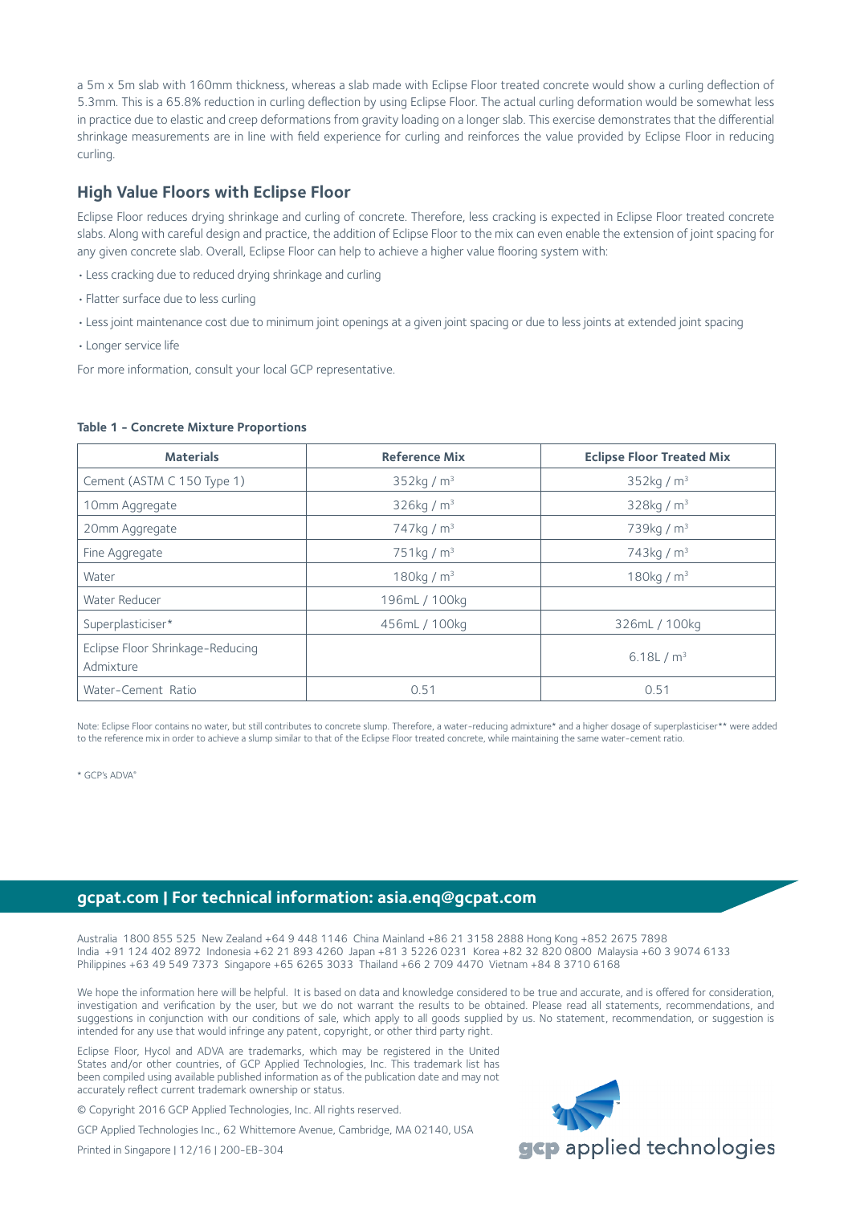a 5m x 5m slab with 160mm thickness, whereas a slab made with Eclipse Floor treated concrete would show a curling deflection of 5.3mm. This is a 65.8% reduction in curling deflection by using Eclipse Floor. The actual curling deformation would be somewhat less in practice due to elastic and creep deformations from gravity loading on a longer slab. This exercise demonstrates that the differential shrinkage measurements are in line with field experience for curling and reinforces the value provided by Eclipse Floor in reducing curling.

## High Value Floors with Eclipse Floor

Eclipse Floor reduces drying shrinkage and curling of concrete. Therefore, less cracking is expected in Eclipse Floor treated concrete slabs. Along with careful design and practice, the addition of Eclipse Floor to the mix can even enable the extension of joint spacing for any given concrete slab. Overall, Eclipse Floor can help to achieve a higher value flooring system with:

- Less cracking due to reduced drying shrinkage and curling
- Flatter surface due to less curling
- Less joint maintenance cost due to minimum joint openings at a given joint spacing or due to less joints at extended joint spacing
- Longer service life

For more information, consult your local GCP representative.

**Table 1 - Concrete Mixture Proportions**

| Materials | Reference Mix | Eclipse Floor Treated Mix |
|---|---|---|
| Cement (ASTM C 150 Type 1) | 352kg / m$^3$ | 352kg / m$^3$ |
| 10mm Aggregate | 326kg / m$^3$ | 328kg / m$^3$ |
| 20mm Aggregate | 747kg / m$^3$ | 739kg / m$^3$ |
| Fine Aggregate | 751kg / m$^3$ | 743kg / m$^3$ |
| Water | 180kg / m$^3$ | 180kg / m$^3$ |
| Water Reducer | 196mL / 100kg | |
| Superplasticiser* | 456mL / 100kg | 326mL / 100kg |
| Eclipse Floor Shrinkage-Reducing Admixture | | 6.18L / m$^3$ |
| Water-Cement Ratio | 0.51 | 0.51 |

Note: Eclipse Floor contains no water, but still contributes to concrete slump. Therefore, a water-reducing admixture* and a higher dosage of superplasticiser** were added to the reference mix in order to achieve a slump similar to that of the Eclipse Floor treated concrete, while maintaining the same water-cement ratio.

* GCP's ADVA®

**gcpat.com | For technical information: asia.enq@gcpat.com**

Australia 1800 855 525 New Zealand +64 9 448 1146 China Mainland +86 21 3158 2888 Hong Kong +852 2675 7898
India +91 124 402 8972 Indonesia +62 21 893 4260 Japan +81 3 5226 0231 Korea +82 32 820 0800 Malaysia +60 3 9074 6133
Philippines +63 49 549 7373 Singapore +65 6265 3033 Thailand +66 2 709 4470 Vietnam +84 8 3710 6168

We hope the information here will be helpful. It is based on data and knowledge considered to be true and accurate, and is offered for consideration, investigation and verification by the user, but we do not warrant the results to be obtained. Please read all statements, recommendations, and suggestions in conjunction with our conditions of sale, which apply to all goods supplied by us. No statement, recommendation, or suggestion is intended for any use that would infringe any patent, copyright, or other third party right.

Eclipse Floor, Hycol and ADVA are trademarks, which may be registered in the United States and/or other countries, of GCP Applied Technologies, Inc. This trademark list has been compiled using available published information as of the publication date and may not accurately reflect current trademark ownership or status.

© Copyright 2016 GCP Applied Technologies, Inc. All rights reserved.

GCP Applied Technologies Inc., 62 Whittemore Avenue, Cambridge, MA 02140, USA

Printed in Singapore | 12/16 | 200-EB-304

gcp applied technologies